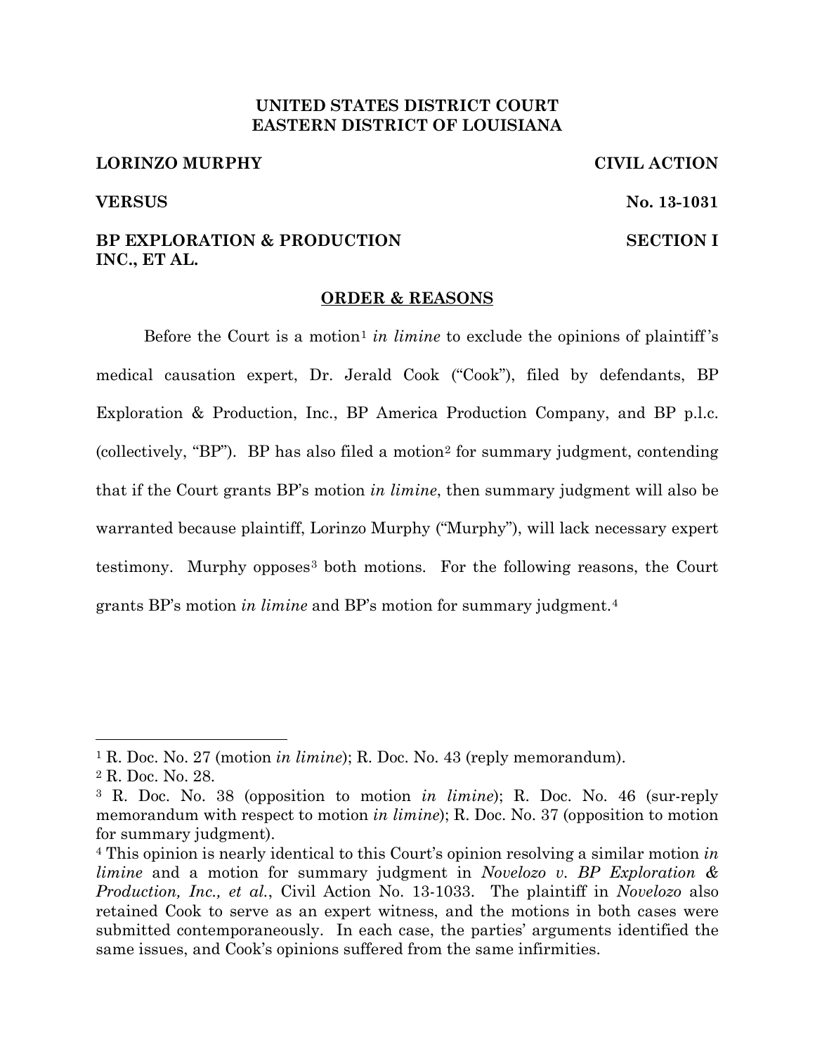**UNITED STATES DISTRICT COURT**
**EASTERN DISTRICT OF LOUISIANA**

**LORINZO MURPHY** **CIVIL ACTION**

**VERSUS** **No. 13-1031**

**BP EXPLORATION & PRODUCTION INC., ET AL.** **SECTION I**

## ORDER & REASONS

Before the Court is a motion[1] *in limine* to exclude the opinions of plaintiff's medical causation expert, Dr. Jerald Cook ("Cook"), filed by defendants, BP Exploration & Production, Inc., BP America Production Company, and BP p.l.c. (collectively, "BP"). BP has also filed a motion[2] for summary judgment, contending that if the Court grants BP's motion *in limine*, then summary judgment will also be warranted because plaintiff, Lorinzo Murphy ("Murphy"), will lack necessary expert testimony. Murphy opposes[3] both motions. For the following reasons, the Court grants BP's motion *in limine* and BP's motion for summary judgment.[4]

---

[1] R. Doc. No. 27 (motion *in limine*); R. Doc. No. 43 (reply memorandum).

[2] R. Doc. No. 28.

[3] R. Doc. No. 38 (opposition to motion *in limine*); R. Doc. No. 46 (sur-reply memorandum with respect to motion *in limine*); R. Doc. No. 37 (opposition to motion for summary judgment).

[4] This opinion is nearly identical to this Court's opinion resolving a similar motion *in limine* and a motion for summary judgment in *Novelozo v. BP Exploration & Production, Inc., et al.*, Civil Action No. 13-1033. The plaintiff in *Novelozo* also retained Cook to serve as an expert witness, and the motions in both cases were submitted contemporaneously. In each case, the parties' arguments identified the same issues, and Cook's opinions suffered from the same infirmities.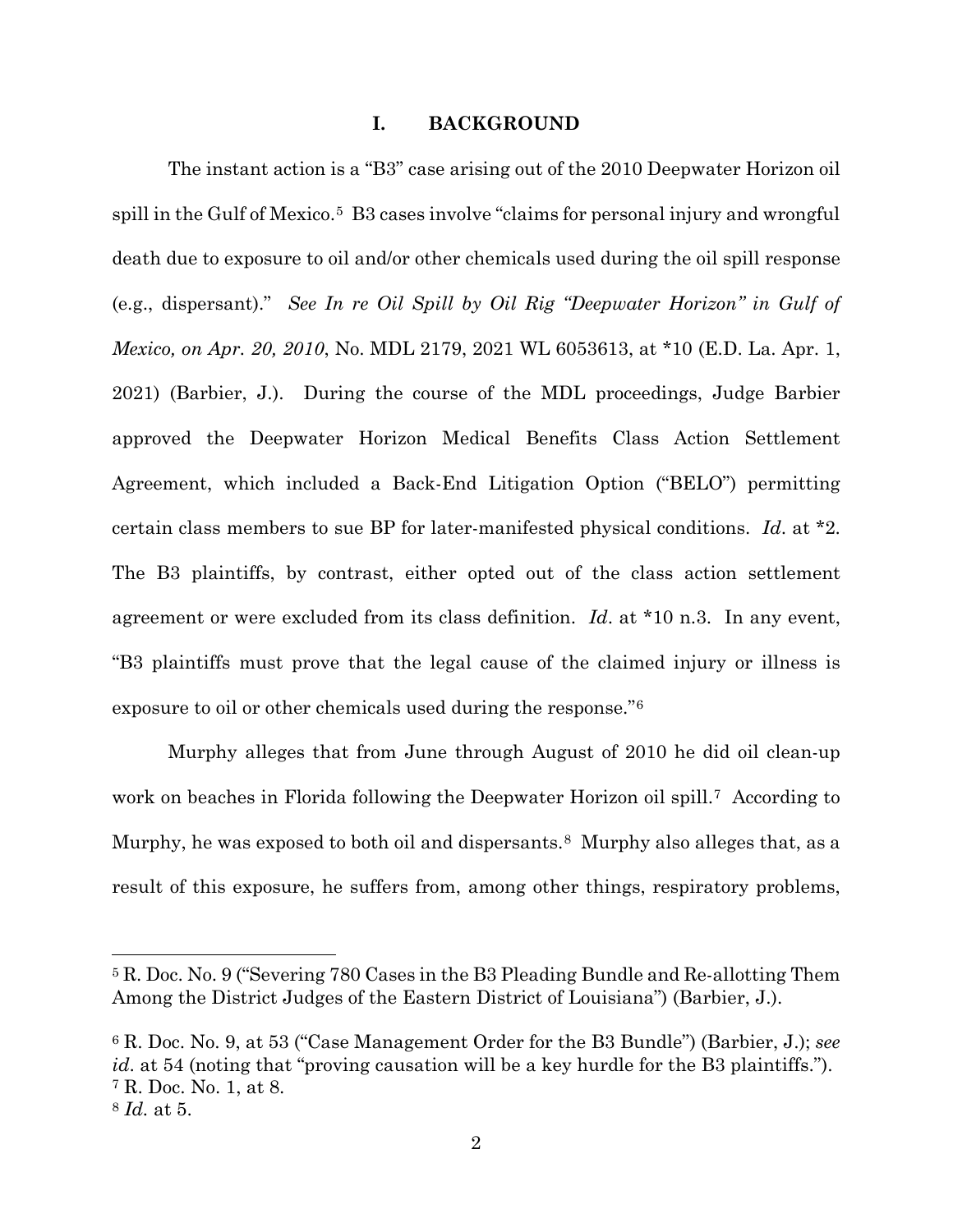## I. BACKGROUND

The instant action is a "B3" case arising out of the 2010 Deepwater Horizon oil spill in the Gulf of Mexico.[5] B3 cases involve "claims for personal injury and wrongful death due to exposure to oil and/or other chemicals used during the oil spill response (e.g., dispersant)." *See In re Oil Spill by Oil Rig "Deepwater Horizon" in Gulf of Mexico, on Apr. 20, 2010*, No. MDL 2179, 2021 WL 6053613, at *10 (E.D. La. Apr. 1, 2021) (Barbier, J.). During the course of the MDL proceedings, Judge Barbier approved the Deepwater Horizon Medical Benefits Class Action Settlement Agreement, which included a Back-End Litigation Option ("BELO") permitting certain class members to sue BP for later-manifested physical conditions. *Id*. at *2. The B3 plaintiffs, by contrast, either opted out of the class action settlement agreement or were excluded from its class definition. *Id*. at *10 n.3. In any event, "B3 plaintiffs must prove that the legal cause of the claimed injury or illness is exposure to oil or other chemicals used during the response."[6]

Murphy alleges that from June through August of 2010 he did oil clean-up work on beaches in Florida following the Deepwater Horizon oil spill.[7] According to Murphy, he was exposed to both oil and dispersants.[8] Murphy also alleges that, as a result of this exposure, he suffers from, among other things, respiratory problems,

---

[5] R. Doc. No. 9 ("Severing 780 Cases in the B3 Pleading Bundle and Re-allotting Them Among the District Judges of the Eastern District of Louisiana") (Barbier, J.).

[6] R. Doc. No. 9, at 53 ("Case Management Order for the B3 Bundle") (Barbier, J.); *see id*. at 54 (noting that "proving causation will be a key hurdle for the B3 plaintiffs.").

[7] R. Doc. No. 1, at 8.

[8] *Id.* at 5.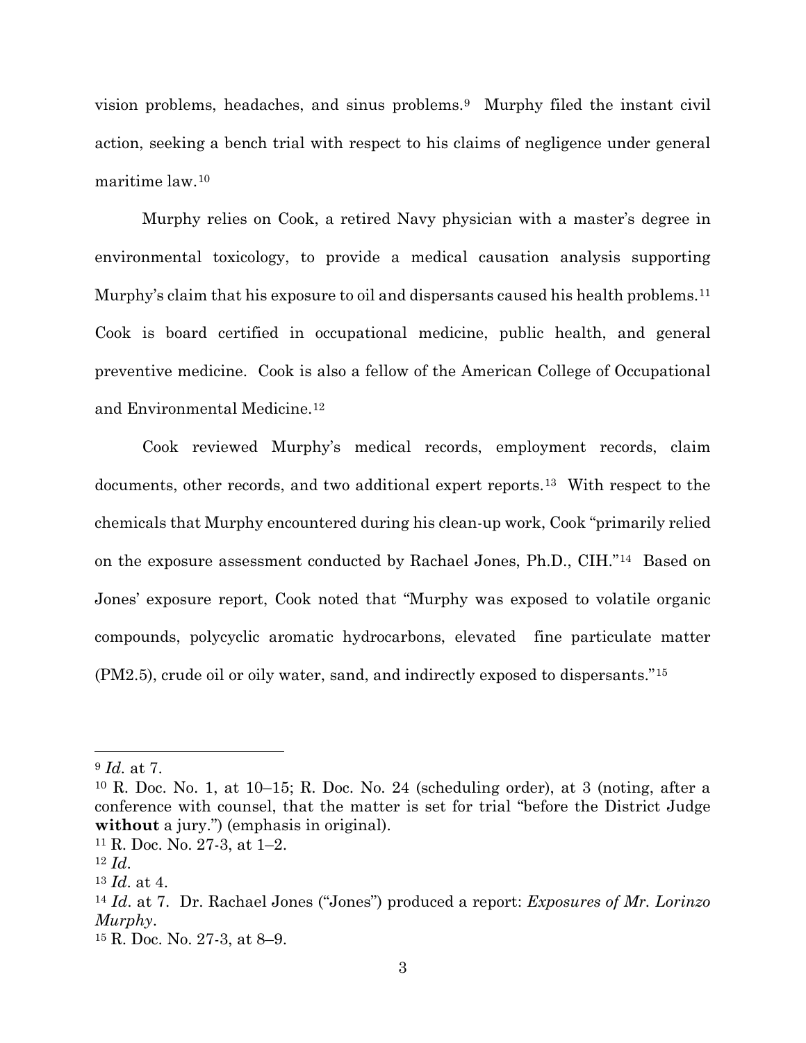vision problems, headaches, and sinus problems.[9] Murphy filed the instant civil action, seeking a bench trial with respect to his claims of negligence under general maritime law.[10]

Murphy relies on Cook, a retired Navy physician with a master's degree in environmental toxicology, to provide a medical causation analysis supporting Murphy's claim that his exposure to oil and dispersants caused his health problems.[11] Cook is board certified in occupational medicine, public health, and general preventive medicine. Cook is also a fellow of the American College of Occupational and Environmental Medicine.[12]

Cook reviewed Murphy's medical records, employment records, claim documents, other records, and two additional expert reports.[13] With respect to the chemicals that Murphy encountered during his clean-up work, Cook "primarily relied on the exposure assessment conducted by Rachael Jones, Ph.D., CIH."[14] Based on Jones' exposure report, Cook noted that "Murphy was exposed to volatile organic compounds, polycyclic aromatic hydrocarbons, elevated fine particulate matter (PM2.5), crude oil or oily water, sand, and indirectly exposed to dispersants."[15]

---

[9] *Id.* at 7.

[10] R. Doc. No. 1, at 10–15; R. Doc. No. 24 (scheduling order), at 3 (noting, after a conference with counsel, that the matter is set for trial "before the District Judge **without** a jury.") (emphasis in original).

[11] R. Doc. No. 27-3, at 1–2.

[12] *Id.*

[13] *Id.* at 4.

[14] *Id.* at 7. Dr. Rachael Jones ("Jones") produced a report: *Exposures of Mr. Lorinzo Murphy*.

[15] R. Doc. No. 27-3, at 8–9.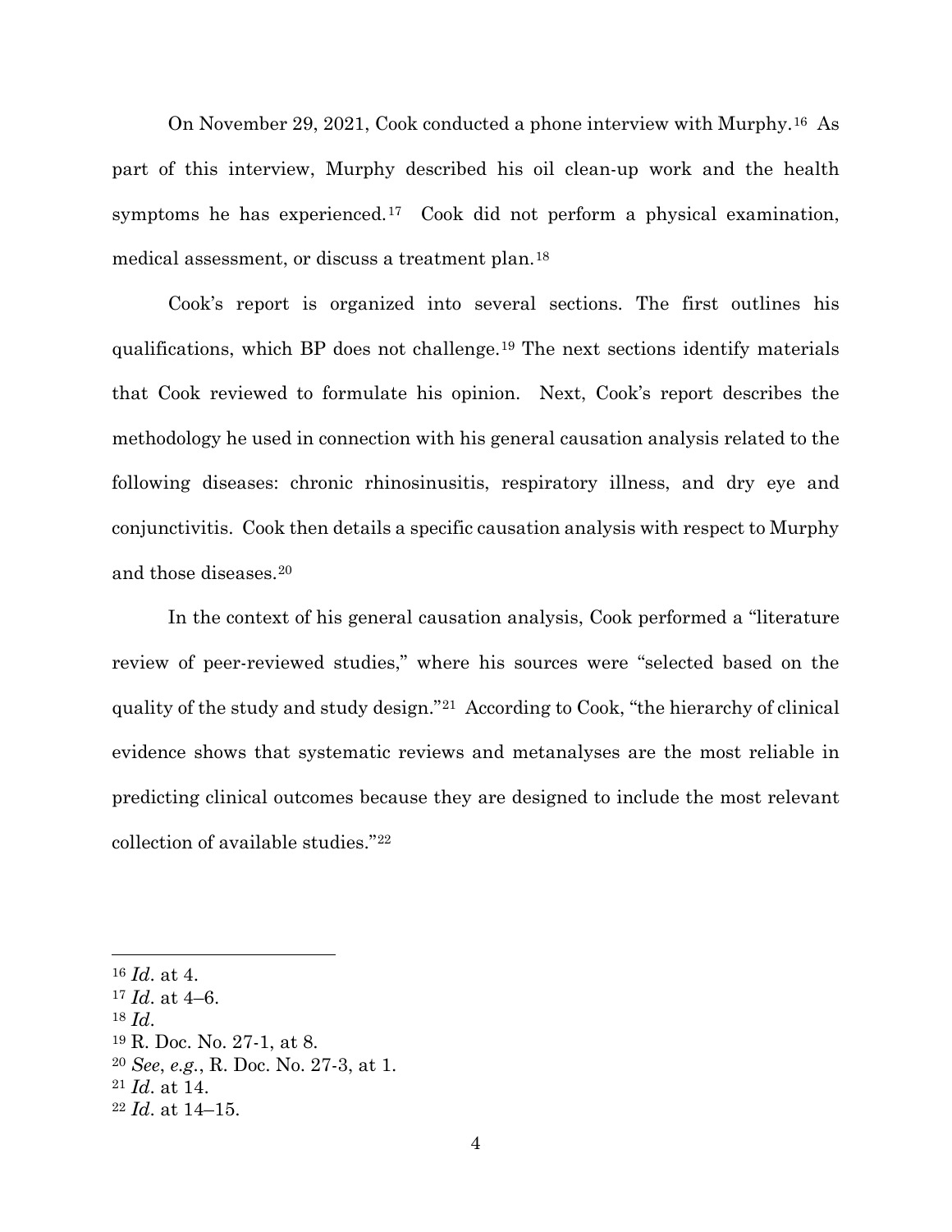On November 29, 2021, Cook conducted a phone interview with Murphy.[16] As part of this interview, Murphy described his oil clean-up work and the health symptoms he has experienced.[17] Cook did not perform a physical examination, medical assessment, or discuss a treatment plan.[18]

Cook's report is organized into several sections. The first outlines his qualifications, which BP does not challenge.[19] The next sections identify materials that Cook reviewed to formulate his opinion. Next, Cook's report describes the methodology he used in connection with his general causation analysis related to the following diseases: chronic rhinosinusitis, respiratory illness, and dry eye and conjunctivitis. Cook then details a specific causation analysis with respect to Murphy and those diseases.[20]

In the context of his general causation analysis, Cook performed a "literature review of peer-reviewed studies," where his sources were "selected based on the quality of the study and study design."[21] According to Cook, "the hierarchy of clinical evidence shows that systematic reviews and metanalyses are the most reliable in predicting clinical outcomes because they are designed to include the most relevant collection of available studies."[22]

---

[16] *Id*. at 4.
[17] *Id*. at 4–6.
[18] *Id*.
[19] R. Doc. No. 27-1, at 8.
[20] *See*, *e.g.*, R. Doc. No. 27-3, at 1.
[21] *Id*. at 14.
[22] *Id*. at 14–15.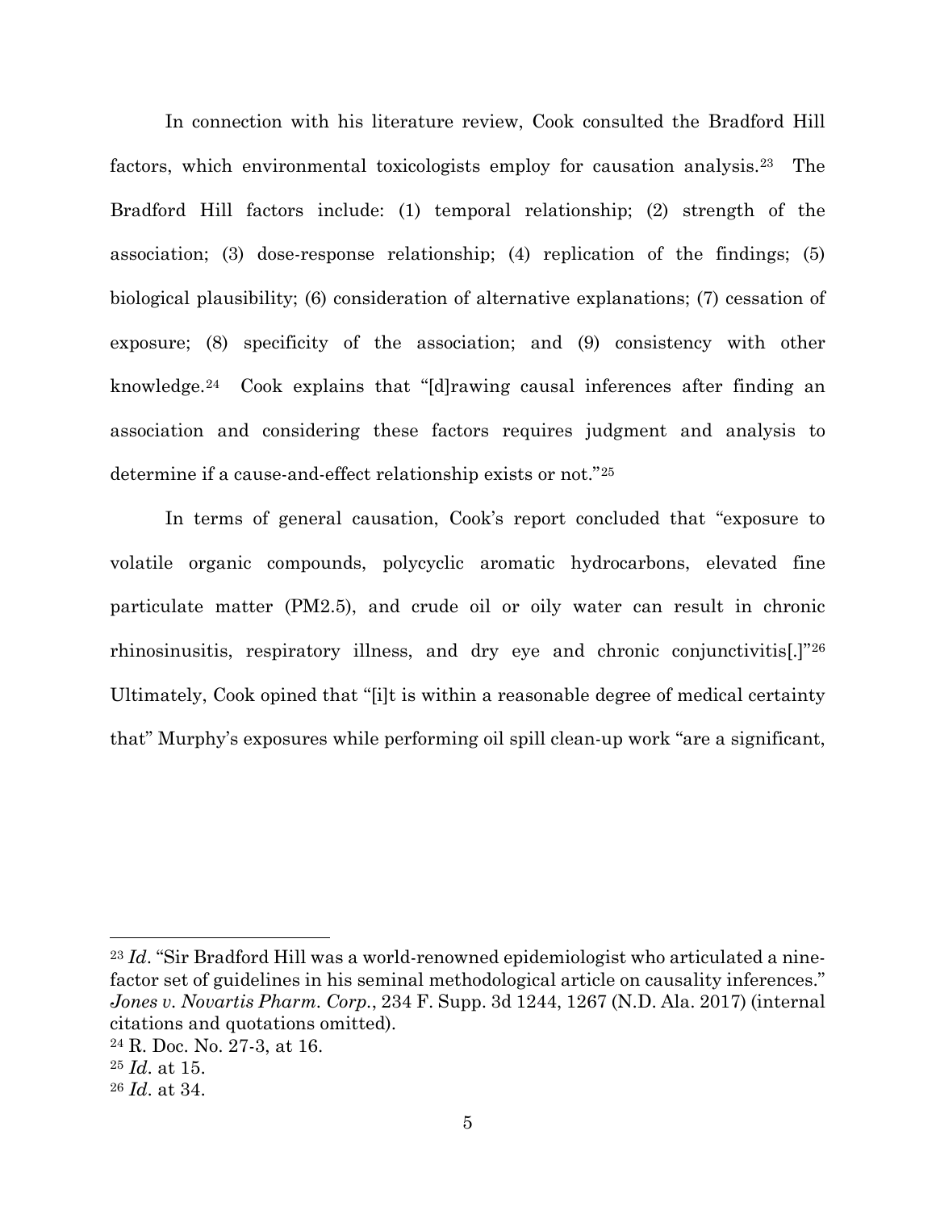In connection with his literature review, Cook consulted the Bradford Hill factors, which environmental toxicologists employ for causation analysis.[23] The Bradford Hill factors include: (1) temporal relationship; (2) strength of the association; (3) dose-response relationship; (4) replication of the findings; (5) biological plausibility; (6) consideration of alternative explanations; (7) cessation of exposure; (8) specificity of the association; and (9) consistency with other knowledge.[24] Cook explains that "[d]rawing causal inferences after finding an association and considering these factors requires judgment and analysis to determine if a cause-and-effect relationship exists or not."[25]

In terms of general causation, Cook's report concluded that "exposure to volatile organic compounds, polycyclic aromatic hydrocarbons, elevated fine particulate matter (PM2.5), and crude oil or oily water can result in chronic rhinosinusitis, respiratory illness, and dry eye and chronic conjunctivitis[.]"[26] Ultimately, Cook opined that "[i]t is within a reasonable degree of medical certainty that" Murphy's exposures while performing oil spill clean-up work "are a significant,

---

[23] *Id*. "Sir Bradford Hill was a world-renowned epidemiologist who articulated a nine-factor set of guidelines in his seminal methodological article on causality inferences." *Jones v. Novartis Pharm. Corp.*, 234 F. Supp. 3d 1244, 1267 (N.D. Ala. 2017) (internal citations and quotations omitted).

[24] R. Doc. No. 27-3, at 16.

[25] *Id*. at 15.

[26] *Id*. at 34.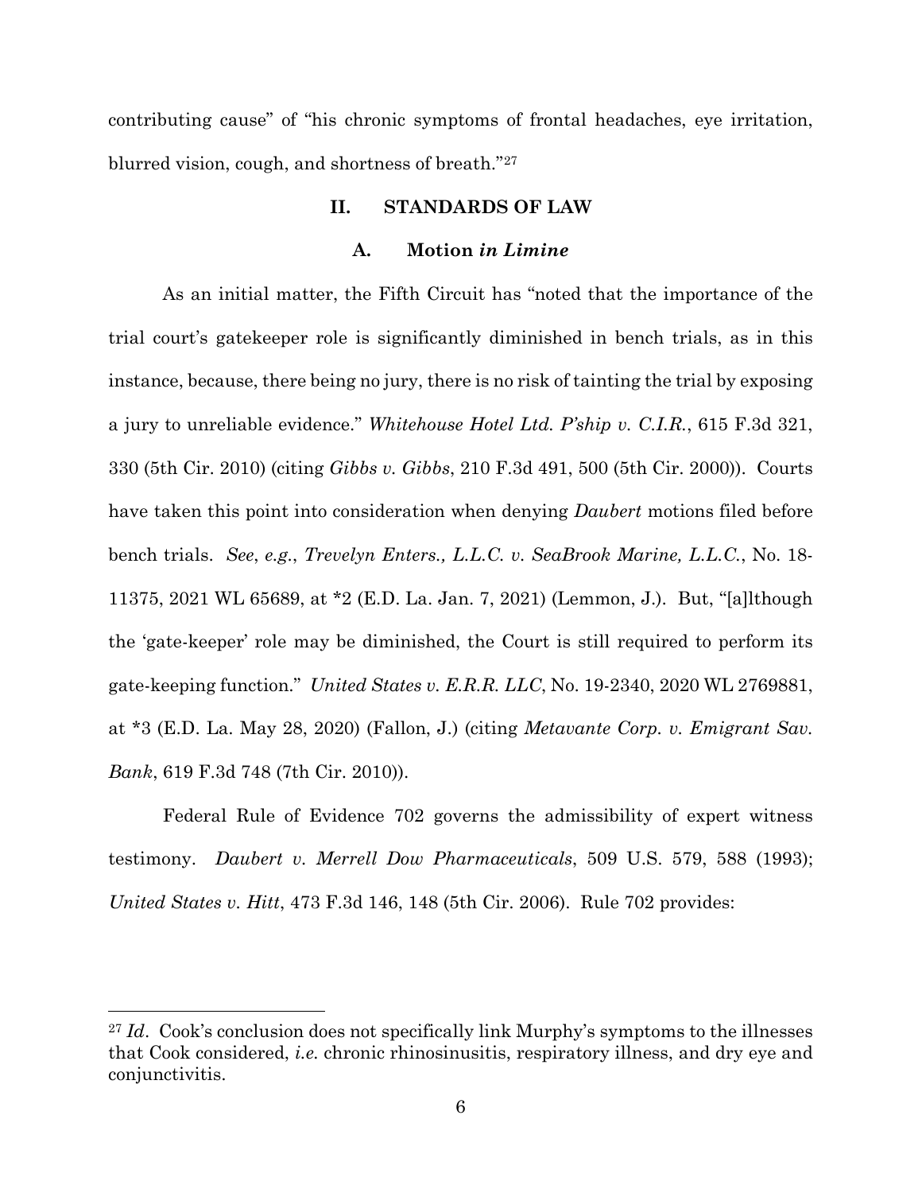contributing cause" of "his chronic symptoms of frontal headaches, eye irritation, blurred vision, cough, and shortness of breath."[27]

## II. STANDARDS OF LAW

### A. Motion *in Limine*

As an initial matter, the Fifth Circuit has "noted that the importance of the trial court's gatekeeper role is significantly diminished in bench trials, as in this instance, because, there being no jury, there is no risk of tainting the trial by exposing a jury to unreliable evidence." *Whitehouse Hotel Ltd. P'ship v. C.I.R.*, 615 F.3d 321, 330 (5th Cir. 2010) (citing *Gibbs v. Gibbs*, 210 F.3d 491, 500 (5th Cir. 2000)). Courts have taken this point into consideration when denying *Daubert* motions filed before bench trials. *See*, *e.g.*, *Trevelyn Enters., L.L.C. v. SeaBrook Marine, L.L.C.*, No. 18-11375, 2021 WL 65689, at *2 (E.D. La. Jan. 7, 2021) (Lemmon, J.). But, "[a]lthough the 'gate-keeper' role may be diminished, the Court is still required to perform its gate-keeping function." *United States v. E.R.R. LLC*, No. 19-2340, 2020 WL 2769881, at *3 (E.D. La. May 28, 2020) (Fallon, J.) (citing *Metavante Corp. v. Emigrant Sav. Bank*, 619 F.3d 748 (7th Cir. 2010)).

Federal Rule of Evidence 702 governs the admissibility of expert witness testimony. *Daubert v. Merrell Dow Pharmaceuticals*, 509 U.S. 579, 588 (1993); *United States v. Hitt*, 473 F.3d 146, 148 (5th Cir. 2006). Rule 702 provides:

---

[27] *Id*. Cook's conclusion does not specifically link Murphy's symptoms to the illnesses that Cook considered, *i.e.* chronic rhinosinusitis, respiratory illness, and dry eye and conjunctivitis.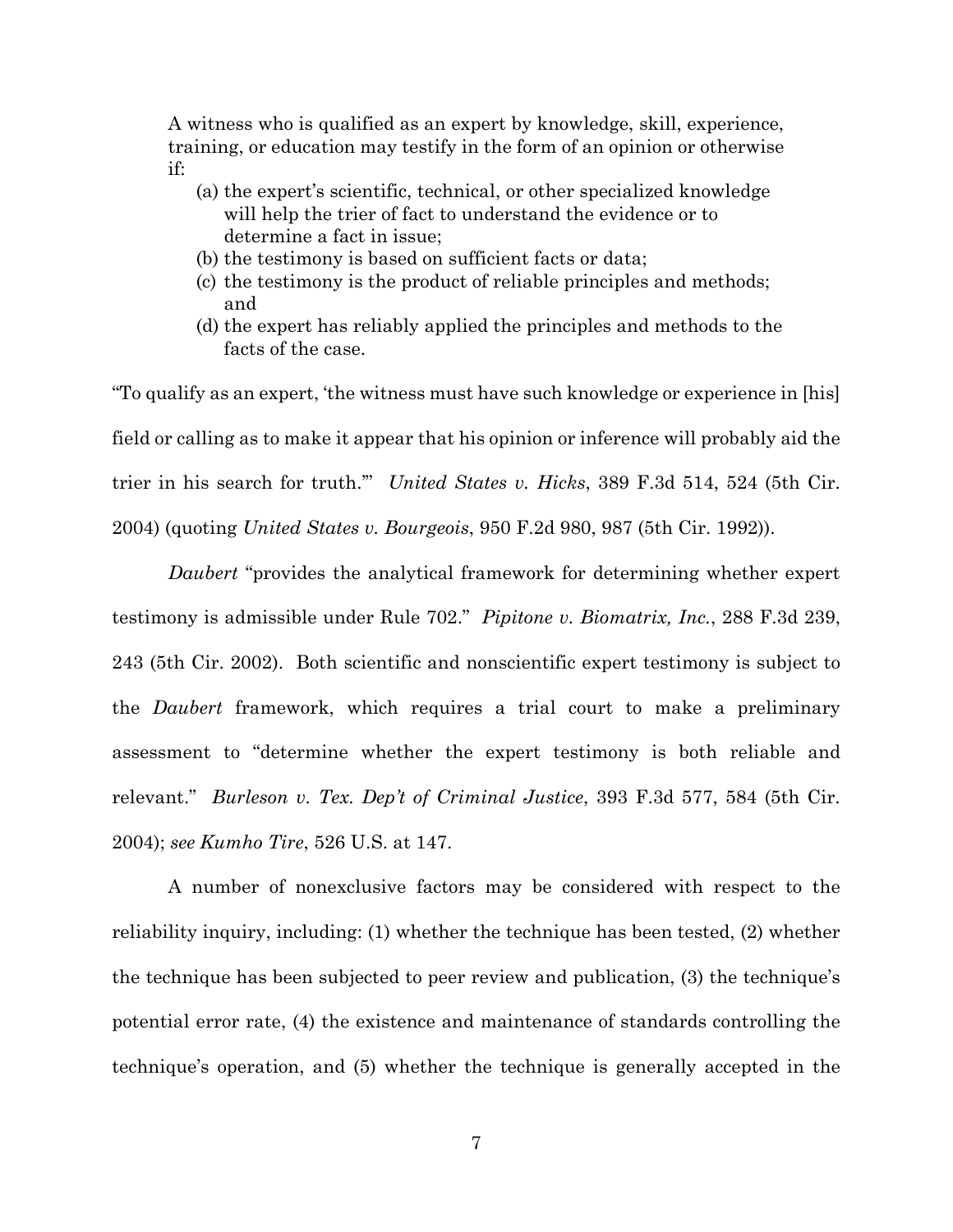> A witness who is qualified as an expert by knowledge, skill, experience, training, or education may testify in the form of an opinion or otherwise if:
>
> (a) the expert's scientific, technical, or other specialized knowledge will help the trier of fact to understand the evidence or to determine a fact in issue;
> (b) the testimony is based on sufficient facts or data;
> (c) the testimony is the product of reliable principles and methods; and
> (d) the expert has reliably applied the principles and methods to the facts of the case.

"To qualify as an expert, 'the witness must have such knowledge or experience in [his] field or calling as to make it appear that his opinion or inference will probably aid the trier in his search for truth.'" *United States v. Hicks*, 389 F.3d 514, 524 (5th Cir. 2004) (quoting *United States v. Bourgeois*, 950 F.2d 980, 987 (5th Cir. 1992)).

*Daubert* "provides the analytical framework for determining whether expert testimony is admissible under Rule 702." *Pipitone v. Biomatrix, Inc.*, 288 F.3d 239, 243 (5th Cir. 2002). Both scientific and nonscientific expert testimony is subject to the *Daubert* framework, which requires a trial court to make a preliminary assessment to "determine whether the expert testimony is both reliable and relevant." *Burleson v. Tex. Dep't of Criminal Justice*, 393 F.3d 577, 584 (5th Cir. 2004); *see Kumho Tire*, 526 U.S. at 147.

A number of nonexclusive factors may be considered with respect to the reliability inquiry, including: (1) whether the technique has been tested, (2) whether the technique has been subjected to peer review and publication, (3) the technique's potential error rate, (4) the existence and maintenance of standards controlling the technique's operation, and (5) whether the technique is generally accepted in the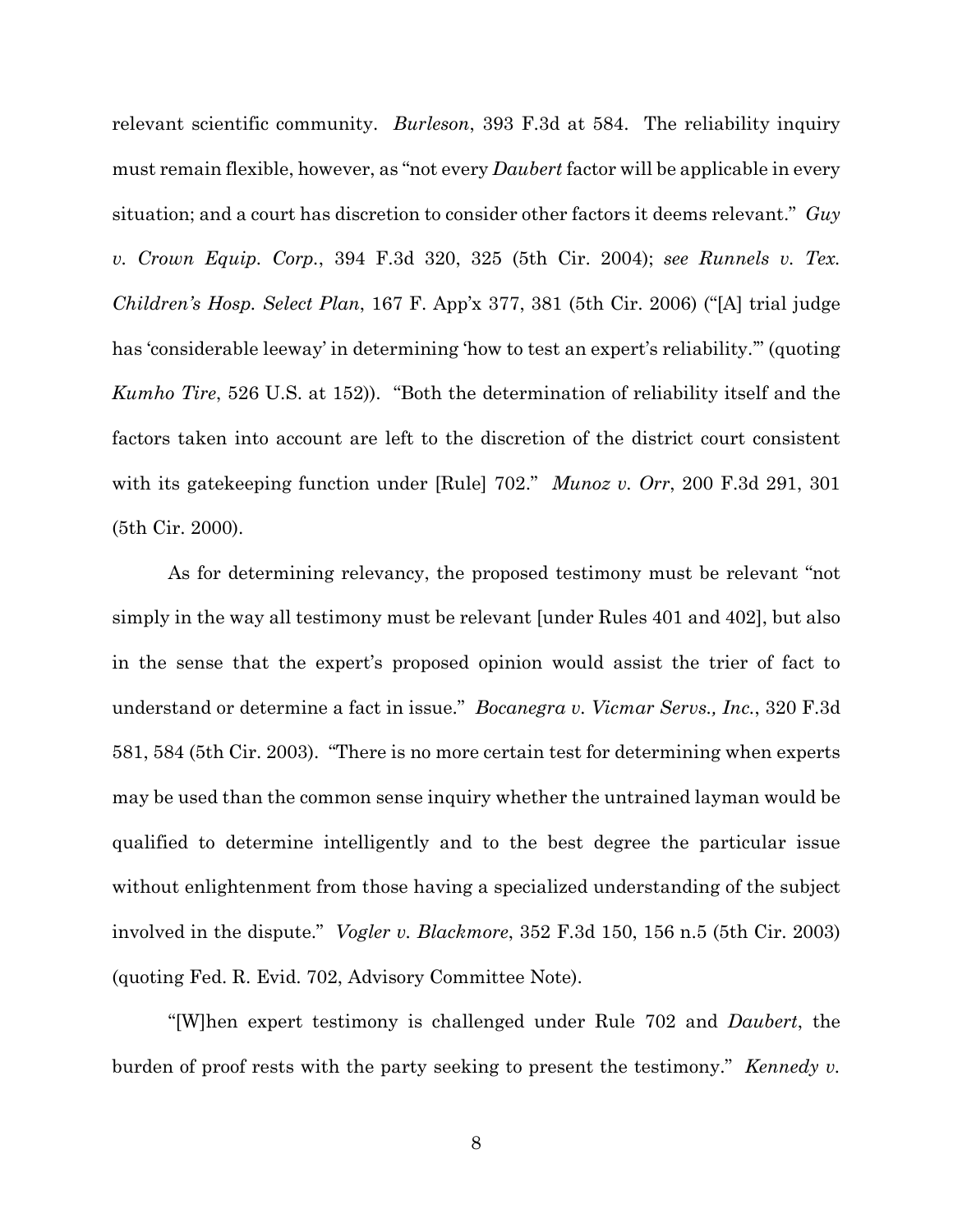relevant scientific community. *Burleson*, 393 F.3d at 584. The reliability inquiry must remain flexible, however, as "not every *Daubert* factor will be applicable in every situation; and a court has discretion to consider other factors it deems relevant." *Guy v. Crown Equip. Corp.*, 394 F.3d 320, 325 (5th Cir. 2004); *see Runnels v. Tex. Children's Hosp. Select Plan*, 167 F. App'x 377, 381 (5th Cir. 2006) ("[A] trial judge has 'considerable leeway' in determining 'how to test an expert's reliability.'" (quoting *Kumho Tire*, 526 U.S. at 152)). "Both the determination of reliability itself and the factors taken into account are left to the discretion of the district court consistent with its gatekeeping function under [Rule] 702." *Munoz v. Orr*, 200 F.3d 291, 301 (5th Cir. 2000).

As for determining relevancy, the proposed testimony must be relevant "not simply in the way all testimony must be relevant [under Rules 401 and 402], but also in the sense that the expert's proposed opinion would assist the trier of fact to understand or determine a fact in issue." *Bocanegra v. Vicmar Servs., Inc.*, 320 F.3d 581, 584 (5th Cir. 2003). "There is no more certain test for determining when experts may be used than the common sense inquiry whether the untrained layman would be qualified to determine intelligently and to the best degree the particular issue without enlightenment from those having a specialized understanding of the subject involved in the dispute." *Vogler v. Blackmore*, 352 F.3d 150, 156 n.5 (5th Cir. 2003) (quoting Fed. R. Evid. 702, Advisory Committee Note).

"[W]hen expert testimony is challenged under Rule 702 and *Daubert*, the burden of proof rests with the party seeking to present the testimony." *Kennedy v.*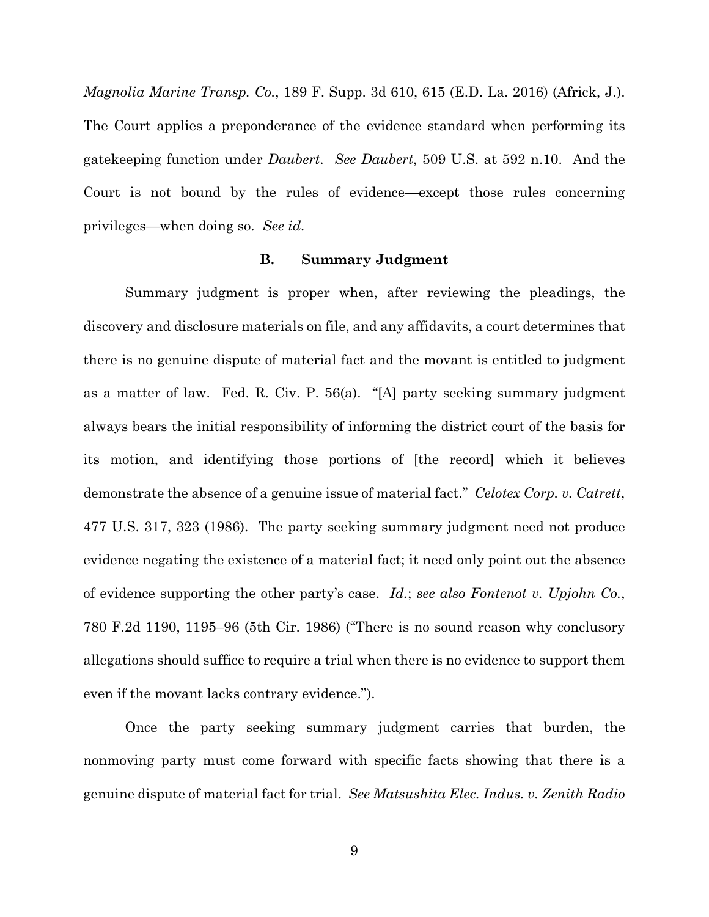*Magnolia Marine Transp. Co.*, 189 F. Supp. 3d 610, 615 (E.D. La. 2016) (Africk, J.). The Court applies a preponderance of the evidence standard when performing its gatekeeping function under *Daubert*. *See Daubert*, 509 U.S. at 592 n.10. And the Court is not bound by the rules of evidence—except those rules concerning privileges—when doing so. *See id.*

### B. Summary Judgment

Summary judgment is proper when, after reviewing the pleadings, the discovery and disclosure materials on file, and any affidavits, a court determines that there is no genuine dispute of material fact and the movant is entitled to judgment as a matter of law. Fed. R. Civ. P. 56(a). "[A] party seeking summary judgment always bears the initial responsibility of informing the district court of the basis for its motion, and identifying those portions of [the record] which it believes demonstrate the absence of a genuine issue of material fact." *Celotex Corp. v. Catrett*, 477 U.S. 317, 323 (1986). The party seeking summary judgment need not produce evidence negating the existence of a material fact; it need only point out the absence of evidence supporting the other party's case. *Id.*; *see also Fontenot v. Upjohn Co.*, 780 F.2d 1190, 1195–96 (5th Cir. 1986) ("There is no sound reason why conclusory allegations should suffice to require a trial when there is no evidence to support them even if the movant lacks contrary evidence.").

Once the party seeking summary judgment carries that burden, the nonmoving party must come forward with specific facts showing that there is a genuine dispute of material fact for trial. *See Matsushita Elec. Indus. v. Zenith Radio*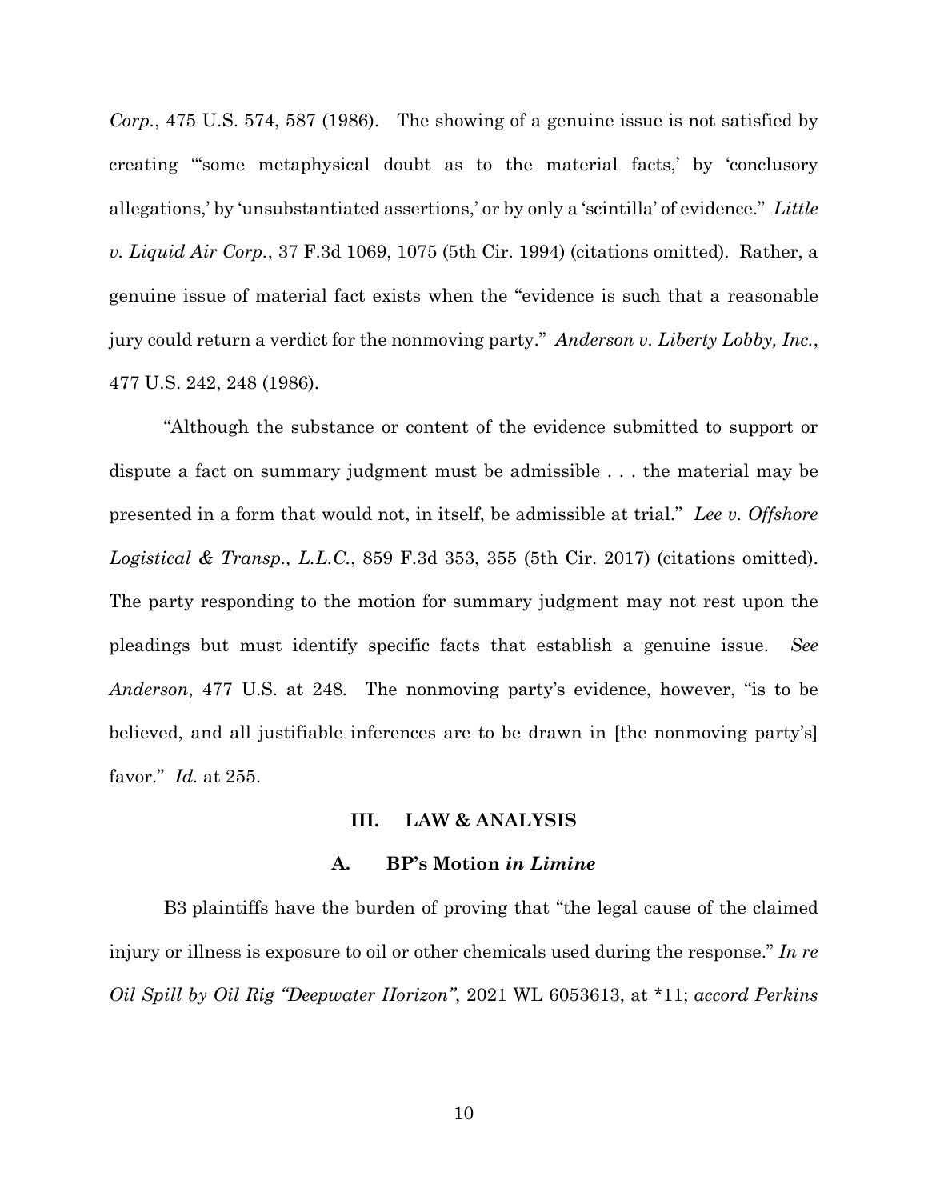*Corp.*, 475 U.S. 574, 587 (1986). The showing of a genuine issue is not satisfied by creating "'some metaphysical doubt as to the material facts,' by 'conclusory allegations,' by 'unsubstantiated assertions,' or by only a 'scintilla' of evidence." *Little v. Liquid Air Corp.*, 37 F.3d 1069, 1075 (5th Cir. 1994) (citations omitted). Rather, a genuine issue of material fact exists when the "evidence is such that a reasonable jury could return a verdict for the nonmoving party." *Anderson v. Liberty Lobby, Inc.*, 477 U.S. 242, 248 (1986).

"Although the substance or content of the evidence submitted to support or dispute a fact on summary judgment must be admissible . . . the material may be presented in a form that would not, in itself, be admissible at trial." *Lee v. Offshore Logistical & Transp., L.L.C.*, 859 F.3d 353, 355 (5th Cir. 2017) (citations omitted). The party responding to the motion for summary judgment may not rest upon the pleadings but must identify specific facts that establish a genuine issue. *See Anderson*, 477 U.S. at 248. The nonmoving party's evidence, however, "is to be believed, and all justifiable inferences are to be drawn in [the nonmoving party's] favor." *Id.* at 255.

## III. LAW & ANALYSIS

### A. BP's Motion *in Limine*

B3 plaintiffs have the burden of proving that "the legal cause of the claimed injury or illness is exposure to oil or other chemicals used during the response." *In re Oil Spill by Oil Rig "Deepwater Horizon"*, 2021 WL 6053613, at *11; *accord Perkins*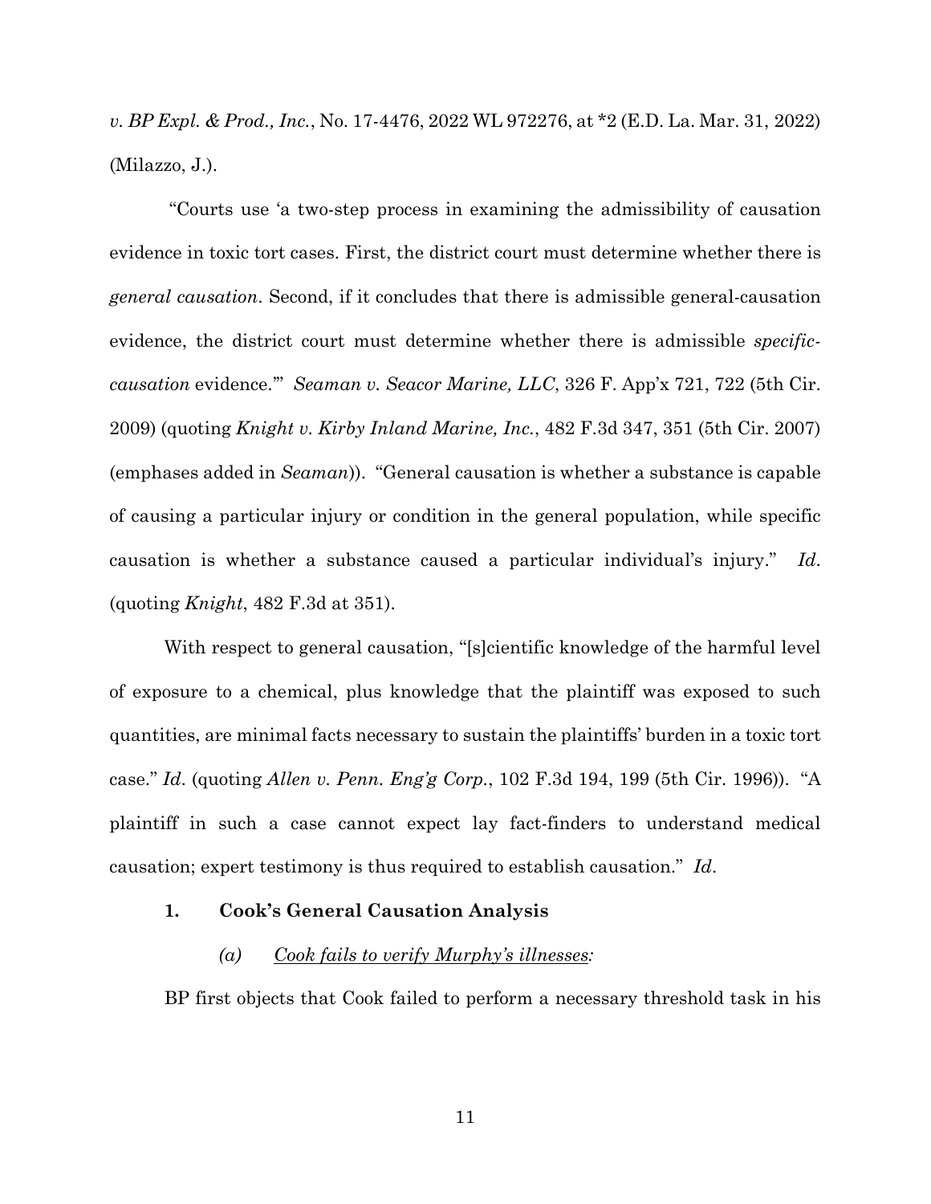*v. BP Expl. & Prod., Inc.*, No. 17-4476, 2022 WL 972276, at *2 (E.D. La. Mar. 31, 2022) (Milazzo, J.).

"Courts use 'a two-step process in examining the admissibility of causation evidence in toxic tort cases. First, the district court must determine whether there is *general causation*. Second, if it concludes that there is admissible general-causation evidence, the district court must determine whether there is admissible *specific-causation* evidence.'" *Seaman v. Seacor Marine, LLC*, 326 F. App'x 721, 722 (5th Cir. 2009) (quoting *Knight v. Kirby Inland Marine, Inc.*, 482 F.3d 347, 351 (5th Cir. 2007) (emphases added in *Seaman*)). "General causation is whether a substance is capable of causing a particular injury or condition in the general population, while specific causation is whether a substance caused a particular individual's injury." *Id*. (quoting *Knight*, 482 F.3d at 351).

With respect to general causation, "[s]cientific knowledge of the harmful level of exposure to a chemical, plus knowledge that the plaintiff was exposed to such quantities, are minimal facts necessary to sustain the plaintiffs' burden in a toxic tort case." *Id*. (quoting *Allen v. Penn. Eng'g Corp.*, 102 F.3d 194, 199 (5th Cir. 1996)). "A plaintiff in such a case cannot expect lay fact-finders to understand medical causation; expert testimony is thus required to establish causation." *Id*.

### 1. Cook's General Causation Analysis

#### *(a) Cook fails to verify Murphy's illnesses:*

BP first objects that Cook failed to perform a necessary threshold task in his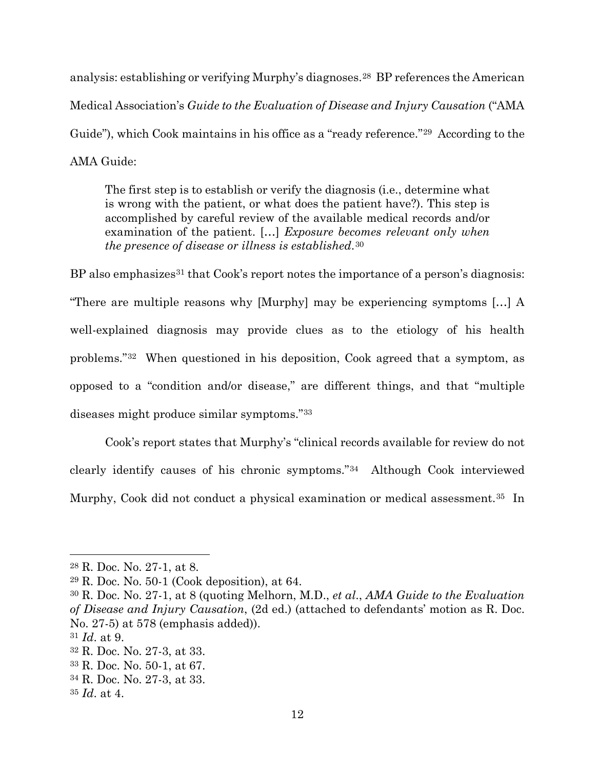analysis: establishing or verifying Murphy's diagnoses.[28] BP references the American Medical Association's *Guide to the Evaluation of Disease and Injury Causation* ("AMA Guide"), which Cook maintains in his office as a "ready reference."[29] According to the AMA Guide:

> The first step is to establish or verify the diagnosis (i.e., determine what is wrong with the patient, or what does the patient have?). This step is accomplished by careful review of the available medical records and/or examination of the patient. […] *Exposure becomes relevant only when the presence of disease or illness is established*.[30]

BP also emphasizes[31] that Cook's report notes the importance of a person's diagnosis: "There are multiple reasons why [Murphy] may be experiencing symptoms […] A well-explained diagnosis may provide clues as to the etiology of his health problems."[32] When questioned in his deposition, Cook agreed that a symptom, as opposed to a "condition and/or disease," are different things, and that "multiple diseases might produce similar symptoms."[33]

Cook's report states that Murphy's "clinical records available for review do not clearly identify causes of his chronic symptoms."[34] Although Cook interviewed Murphy, Cook did not conduct a physical examination or medical assessment.[35] In

---

[28] R. Doc. No. 27-1, at 8.

[29] R. Doc. No. 50-1 (Cook deposition), at 64.

[30] R. Doc. No. 27-1, at 8 (quoting Melhorn, M.D., *et al*., *AMA Guide to the Evaluation of Disease and Injury Causation*, (2d ed.) (attached to defendants' motion as R. Doc. No. 27-5) at 578 (emphasis added)).

[31] *Id*. at 9.

[32] R. Doc. No. 27-3, at 33.

[33] R. Doc. No. 50-1, at 67.

[34] R. Doc. No. 27-3, at 33.

[35] *Id*. at 4.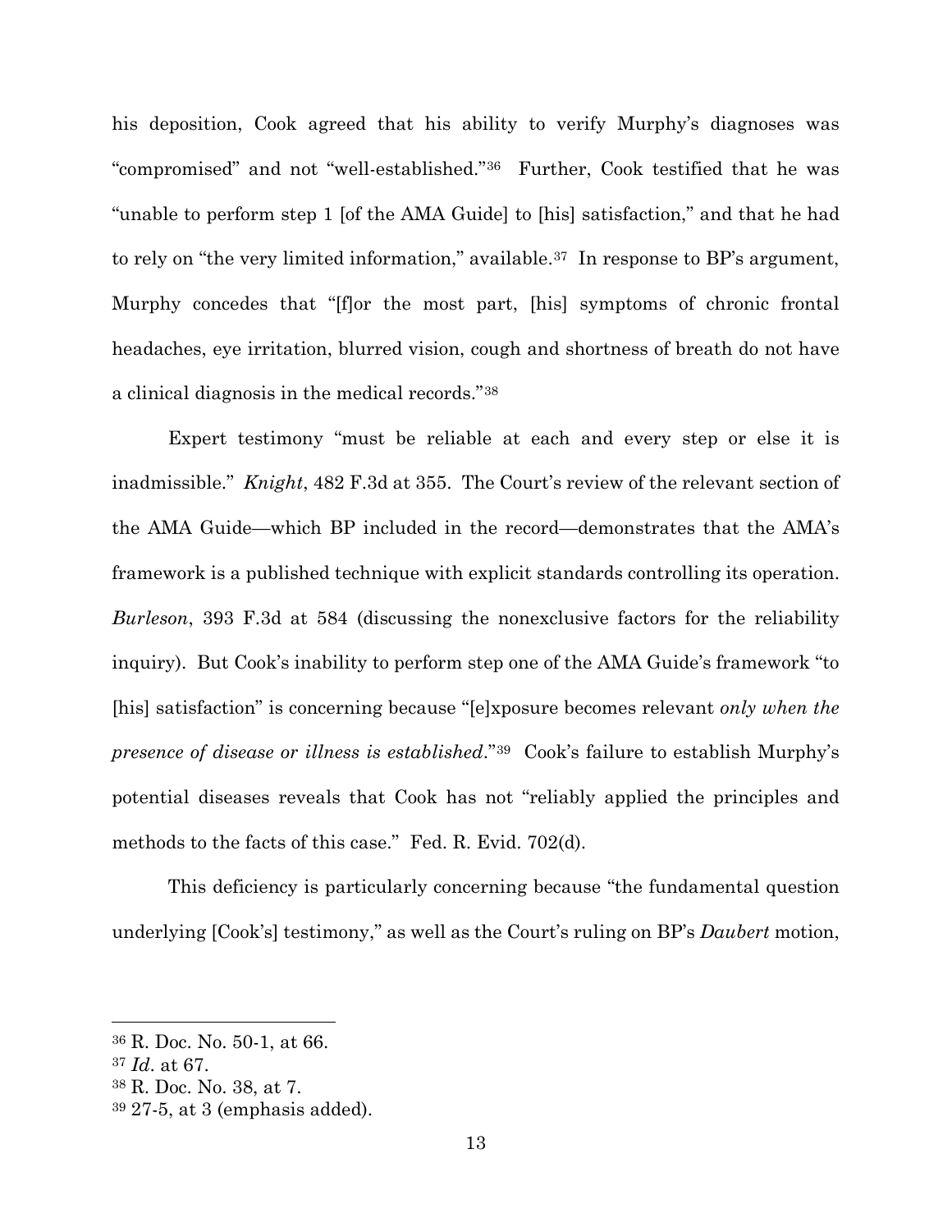his deposition, Cook agreed that his ability to verify Murphy's diagnoses was "compromised" and not "well-established."[36] Further, Cook testified that he was "unable to perform step 1 [of the AMA Guide] to [his] satisfaction," and that he had to rely on "the very limited information," available.[37] In response to BP's argument, Murphy concedes that "[f]or the most part, [his] symptoms of chronic frontal headaches, eye irritation, blurred vision, cough and shortness of breath do not have a clinical diagnosis in the medical records."[38]

Expert testimony "must be reliable at each and every step or else it is inadmissible." *Knight*, 482 F.3d at 355. The Court's review of the relevant section of the AMA Guide—which BP included in the record—demonstrates that the AMA's framework is a published technique with explicit standards controlling its operation. *Burleson*, 393 F.3d at 584 (discussing the nonexclusive factors for the reliability inquiry). But Cook's inability to perform step one of the AMA Guide's framework "to [his] satisfaction" is concerning because "[e]xposure becomes relevant *only when the presence of disease or illness is established*."[39] Cook's failure to establish Murphy's potential diseases reveals that Cook has not "reliably applied the principles and methods to the facts of this case." Fed. R. Evid. 702(d).

This deficiency is particularly concerning because "the fundamental question underlying [Cook's] testimony," as well as the Court's ruling on BP's *Daubert* motion,

---

[36] R. Doc. No. 50-1, at 66.

[37] *Id*. at 67.

[38] R. Doc. No. 38, at 7.

[39] 27-5, at 3 (emphasis added).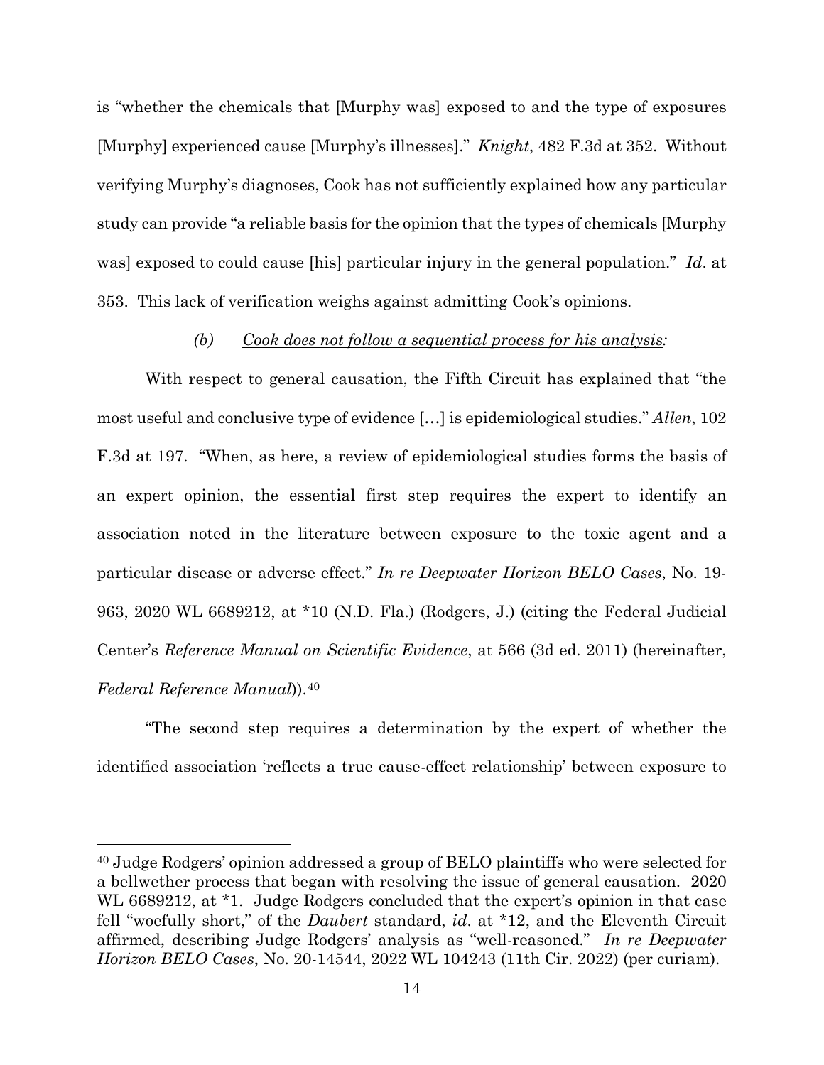is "whether the chemicals that [Murphy was] exposed to and the type of exposures [Murphy] experienced cause [Murphy's illnesses]." *Knight*, 482 F.3d at 352. Without verifying Murphy's diagnoses, Cook has not sufficiently explained how any particular study can provide "a reliable basis for the opinion that the types of chemicals [Murphy was] exposed to could cause [his] particular injury in the general population." *Id*. at 353. This lack of verification weighs against admitting Cook's opinions.

*(b) Cook does not follow a sequential process for his analysis:*

With respect to general causation, the Fifth Circuit has explained that "the most useful and conclusive type of evidence [...] is epidemiological studies." *Allen*, 102 F.3d at 197. "When, as here, a review of epidemiological studies forms the basis of an expert opinion, the essential first step requires the expert to identify an association noted in the literature between exposure to the toxic agent and a particular disease or adverse effect." *In re Deepwater Horizon BELO Cases*, No. 19-963, 2020 WL 6689212, at *10 (N.D. Fla.) (Rodgers, J.) (citing the Federal Judicial Center's *Reference Manual on Scientific Evidence*, at 566 (3d ed. 2011) (hereinafter, *Federal Reference Manual*)).[40]

"The second step requires a determination by the expert of whether the identified association 'reflects a true cause-effect relationship' between exposure to

---

[40] Judge Rodgers' opinion addressed a group of BELO plaintiffs who were selected for a bellwether process that began with resolving the issue of general causation. 2020 WL 6689212, at *1. Judge Rodgers concluded that the expert's opinion in that case fell "woefully short," of the *Daubert* standard, *id*. at *12, and the Eleventh Circuit affirmed, describing Judge Rodgers' analysis as "well-reasoned." *In re Deepwater Horizon BELO Cases*, No. 20-14544, 2022 WL 104243 (11th Cir. 2022) (per curiam).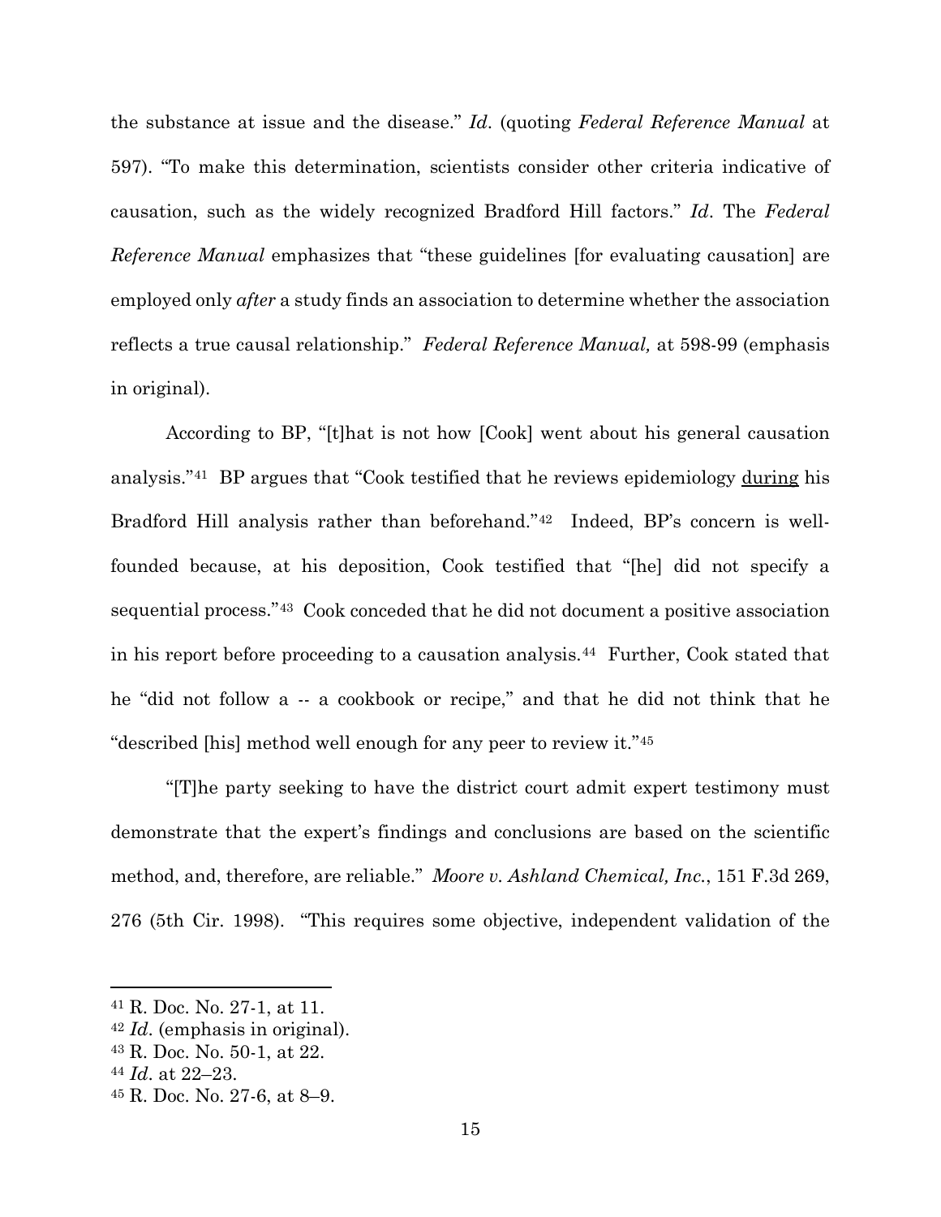the substance at issue and the disease." *Id*. (quoting *Federal Reference Manual* at 597). "To make this determination, scientists consider other criteria indicative of causation, such as the widely recognized Bradford Hill factors." *Id*. The *Federal Reference Manual* emphasizes that "these guidelines [for evaluating causation] are employed only *after* a study finds an association to determine whether the association reflects a true causal relationship." *Federal Reference Manual,* at 598-99 (emphasis in original).

According to BP, "[t]hat is not how [Cook] went about his general causation analysis."[41] BP argues that "Cook testified that he reviews epidemiology <u>during</u> his Bradford Hill analysis rather than beforehand."[42] Indeed, BP's concern is well-founded because, at his deposition, Cook testified that "[he] did not specify a sequential process."[43] Cook conceded that he did not document a positive association in his report before proceeding to a causation analysis.[44] Further, Cook stated that he "did not follow a -- a cookbook or recipe," and that he did not think that he "described [his] method well enough for any peer to review it."[45]

"[T]he party seeking to have the district court admit expert testimony must demonstrate that the expert's findings and conclusions are based on the scientific method, and, therefore, are reliable." *Moore v. Ashland Chemical, Inc.*, 151 F.3d 269, 276 (5th Cir. 1998). "This requires some objective, independent validation of the

---

[41] R. Doc. No. 27-1, at 11.

[42] *Id*. (emphasis in original).

[43] R. Doc. No. 50-1, at 22.

[44] *Id*. at 22–23.

[45] R. Doc. No. 27-6, at 8–9.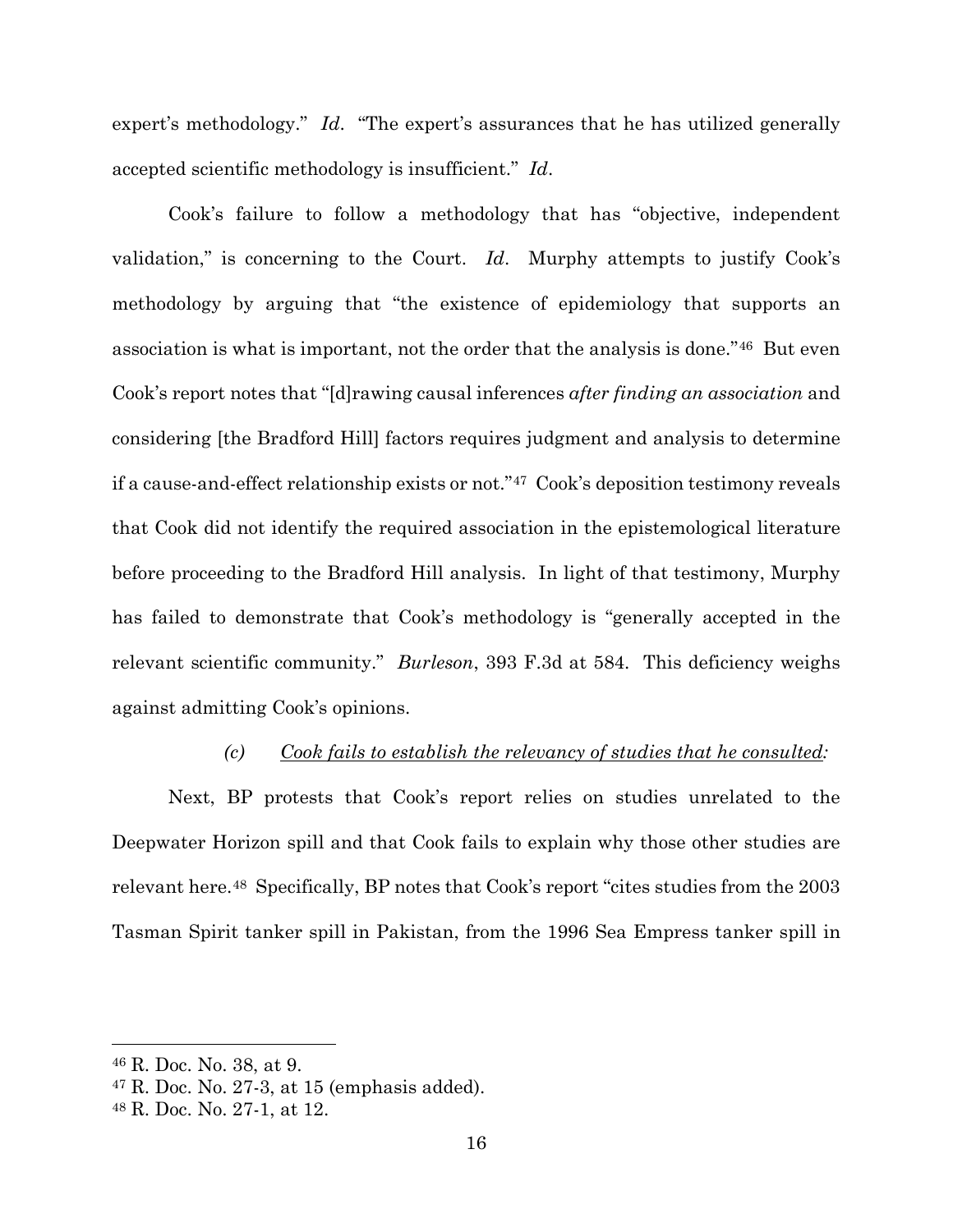expert's methodology." *Id*. "The expert's assurances that he has utilized generally accepted scientific methodology is insufficient." *Id*.

Cook's failure to follow a methodology that has "objective, independent validation," is concerning to the Court. *Id*. Murphy attempts to justify Cook's methodology by arguing that "the existence of epidemiology that supports an association is what is important, not the order that the analysis is done."[46] But even Cook's report notes that "[d]rawing causal inferences *after finding an association* and considering [the Bradford Hill] factors requires judgment and analysis to determine if a cause-and-effect relationship exists or not."[47] Cook's deposition testimony reveals that Cook did not identify the required association in the epistemological literature before proceeding to the Bradford Hill analysis. In light of that testimony, Murphy has failed to demonstrate that Cook's methodology is "generally accepted in the relevant scientific community." *Burleson*, 393 F.3d at 584. This deficiency weighs against admitting Cook's opinions.

*(c) Cook fails to establish the relevancy of studies that he consulted:*

Next, BP protests that Cook's report relies on studies unrelated to the Deepwater Horizon spill and that Cook fails to explain why those other studies are relevant here.[48] Specifically, BP notes that Cook's report "cites studies from the 2003 Tasman Spirit tanker spill in Pakistan, from the 1996 Sea Empress tanker spill in

---

[46] R. Doc. No. 38, at 9.

[47] R. Doc. No. 27-3, at 15 (emphasis added).

[48] R. Doc. No. 27-1, at 12.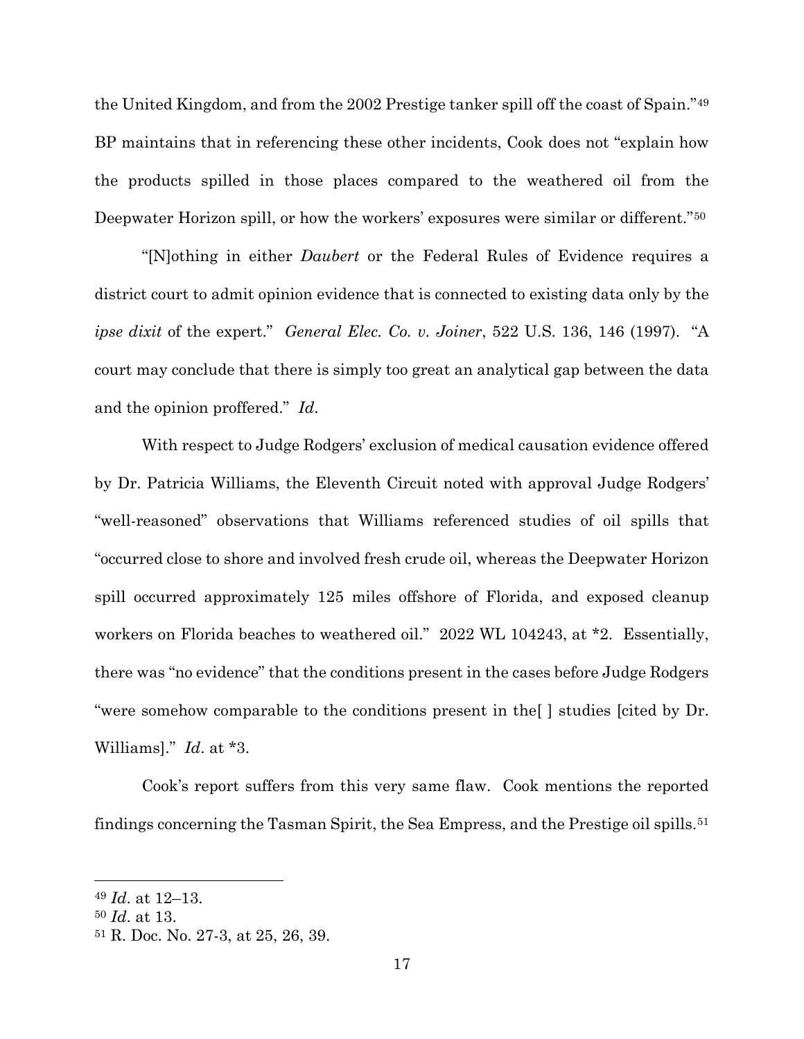the United Kingdom, and from the 2002 Prestige tanker spill off the coast of Spain."[49] BP maintains that in referencing these other incidents, Cook does not "explain how the products spilled in those places compared to the weathered oil from the Deepwater Horizon spill, or how the workers' exposures were similar or different."[50]

"[N]othing in either *Daubert* or the Federal Rules of Evidence requires a district court to admit opinion evidence that is connected to existing data only by the *ipse dixit* of the expert." *General Elec. Co. v. Joiner*, 522 U.S. 136, 146 (1997). "A court may conclude that there is simply too great an analytical gap between the data and the opinion proffered." *Id*.

With respect to Judge Rodgers' exclusion of medical causation evidence offered by Dr. Patricia Williams, the Eleventh Circuit noted with approval Judge Rodgers' "well-reasoned" observations that Williams referenced studies of oil spills that "occurred close to shore and involved fresh crude oil, whereas the Deepwater Horizon spill occurred approximately 125 miles offshore of Florida, and exposed cleanup workers on Florida beaches to weathered oil." 2022 WL 104243, at *2. Essentially, there was "no evidence" that the conditions present in the cases before Judge Rodgers "were somehow comparable to the conditions present in the[ ] studies [cited by Dr. Williams]." *Id*. at *3.

Cook's report suffers from this very same flaw. Cook mentions the reported findings concerning the Tasman Spirit, the Sea Empress, and the Prestige oil spills.[51]

---

[49] *Id*. at 12–13.

[50] *Id*. at 13.

[51] R. Doc. No. 27-3, at 25, 26, 39.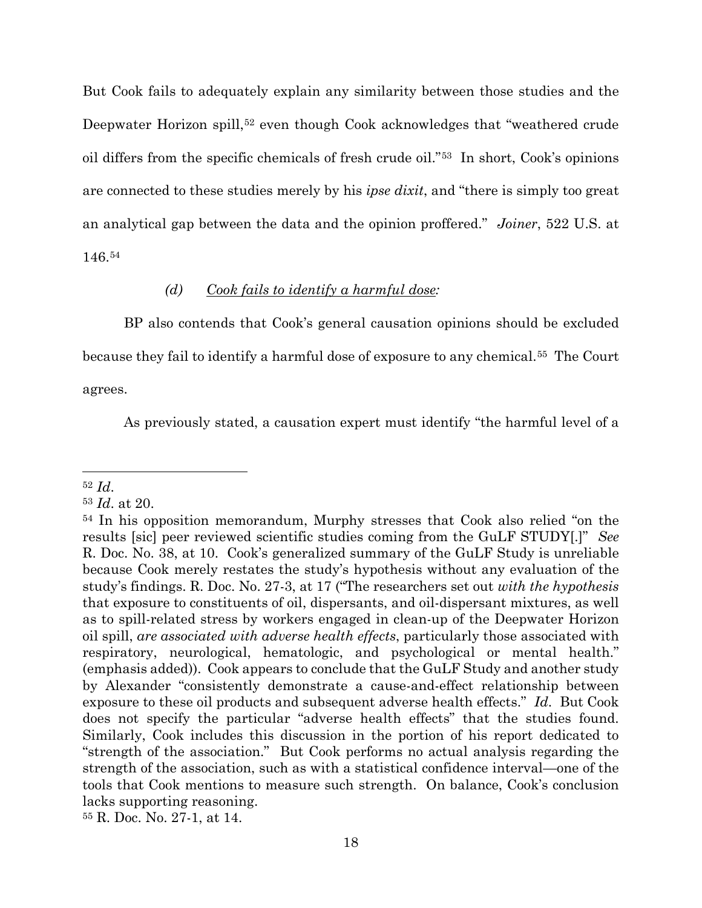But Cook fails to adequately explain any similarity between those studies and the Deepwater Horizon spill,[52] even though Cook acknowledges that "weathered crude oil differs from the specific chemicals of fresh crude oil."[53] In short, Cook's opinions are connected to these studies merely by his *ipse dixit*, and "there is simply too great an analytical gap between the data and the opinion proffered." *Joiner*, 522 U.S. at 146.[54]

*(d)* *<u>Cook fails to identify a harmful dose</u>:*

BP also contends that Cook's general causation opinions should be excluded because they fail to identify a harmful dose of exposure to any chemical.[55] The Court agrees.

As previously stated, a causation expert must identify "the harmful level of a

---

[52] *Id*.

[53] *Id*. at 20.

[54] In his opposition memorandum, Murphy stresses that Cook also relied "on the results [sic] peer reviewed scientific studies coming from the GuLF STUDY[.]" *See* R. Doc. No. 38, at 10. Cook's generalized summary of the GuLF Study is unreliable because Cook merely restates the study's hypothesis without any evaluation of the study's findings. R. Doc. No. 27-3, at 17 ("The researchers set out *with the hypothesis* that exposure to constituents of oil, dispersants, and oil-dispersant mixtures, as well as to spill-related stress by workers engaged in clean-up of the Deepwater Horizon oil spill, *are associated with adverse health effects*, particularly those associated with respiratory, neurological, hematologic, and psychological or mental health." (emphasis added)). Cook appears to conclude that the GuLF Study and another study by Alexander "consistently demonstrate a cause-and-effect relationship between exposure to these oil products and subsequent adverse health effects." *Id*. But Cook does not specify the particular "adverse health effects" that the studies found. Similarly, Cook includes this discussion in the portion of his report dedicated to "strength of the association." But Cook performs no actual analysis regarding the strength of the association, such as with a statistical confidence interval—one of the tools that Cook mentions to measure such strength. On balance, Cook's conclusion lacks supporting reasoning.

[55] R. Doc. No. 27-1, at 14.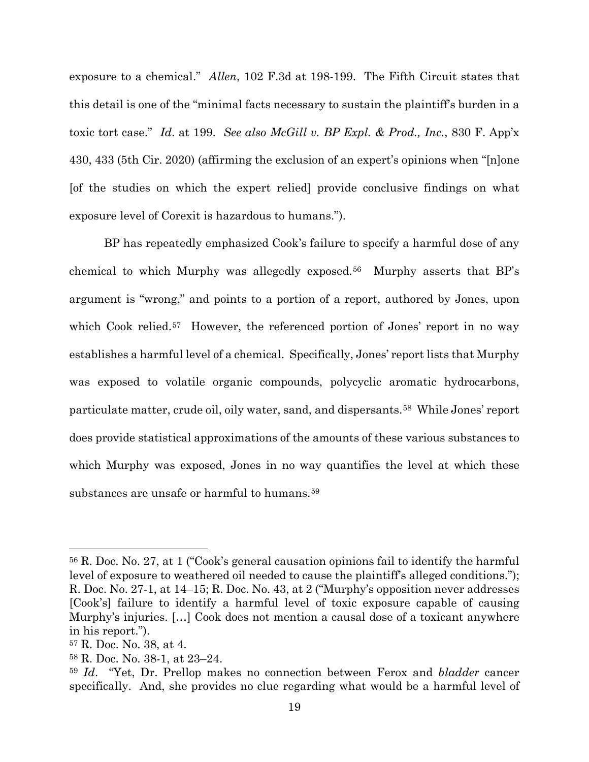exposure to a chemical." *Allen*, 102 F.3d at 198-199. The Fifth Circuit states that this detail is one of the "minimal facts necessary to sustain the plaintiff's burden in a toxic tort case." *Id.* at 199. *See also McGill v. BP Expl. & Prod., Inc.*, 830 F. App'x 430, 433 (5th Cir. 2020) (affirming the exclusion of an expert's opinions when "[n]one [of the studies on which the expert relied] provide conclusive findings on what exposure level of Corexit is hazardous to humans.").

BP has repeatedly emphasized Cook's failure to specify a harmful dose of any chemical to which Murphy was allegedly exposed.[56] Murphy asserts that BP's argument is "wrong," and points to a portion of a report, authored by Jones, upon which Cook relied.[57] However, the referenced portion of Jones' report in no way establishes a harmful level of a chemical. Specifically, Jones' report lists that Murphy was exposed to volatile organic compounds, polycyclic aromatic hydrocarbons, particulate matter, crude oil, oily water, sand, and dispersants.[58] While Jones' report does provide statistical approximations of the amounts of these various substances to which Murphy was exposed, Jones in no way quantifies the level at which these substances are unsafe or harmful to humans.[59]

---

[56] R. Doc. No. 27, at 1 ("Cook's general causation opinions fail to identify the harmful level of exposure to weathered oil needed to cause the plaintiff's alleged conditions."); R. Doc. No. 27-1, at 14–15; R. Doc. No. 43, at 2 ("Murphy's opposition never addresses [Cook's] failure to identify a harmful level of toxic exposure capable of causing Murphy's injuries. [. . .] Cook does not mention a causal dose of a toxicant anywhere in his report.").

[57] R. Doc. No. 38, at 4.

[58] R. Doc. No. 38-1, at 23–24.

[59] *Id.* "Yet, Dr. Prellop makes no connection between Ferox and *bladder* cancer specifically. And, she provides no clue regarding what would be a harmful level of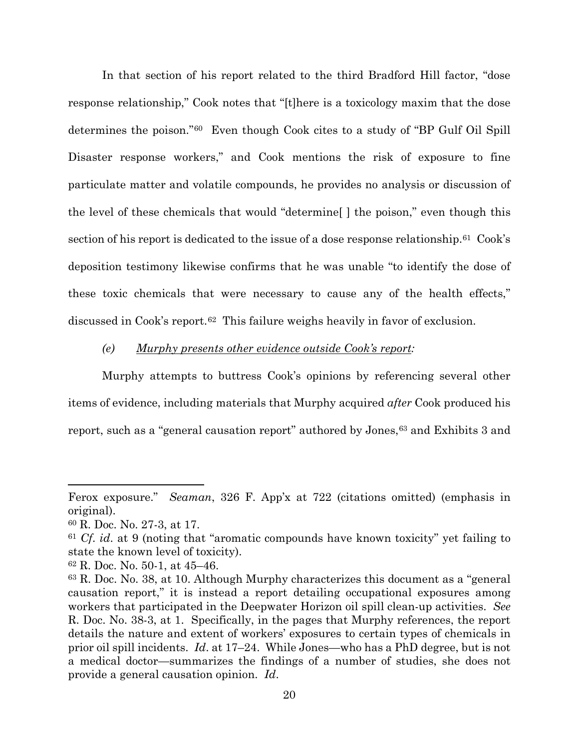In that section of his report related to the third Bradford Hill factor, "dose response relationship," Cook notes that "[t]here is a toxicology maxim that the dose determines the poison."[60] Even though Cook cites to a study of "BP Gulf Oil Spill Disaster response workers," and Cook mentions the risk of exposure to fine particulate matter and volatile compounds, he provides no analysis or discussion of the level of these chemicals that would "determine[ ] the poison," even though this section of his report is dedicated to the issue of a dose response relationship.[61] Cook's deposition testimony likewise confirms that he was unable "to identify the dose of these toxic chemicals that were necessary to cause any of the health effects," discussed in Cook's report.[62] This failure weighs heavily in favor of exclusion.

*(e)* <u>*Murphy presents other evidence outside Cook's report*</u>*:*

Murphy attempts to buttress Cook's opinions by referencing several other items of evidence, including materials that Murphy acquired *after* Cook produced his report, such as a "general causation report" authored by Jones,[63] and Exhibits 3 and

---

Ferox exposure." *Seaman*, 326 F. App'x at 722 (citations omitted) (emphasis in original).

[60] R. Doc. No. 27-3, at 17.

[61] *Cf. id*. at 9 (noting that "aromatic compounds have known toxicity" yet failing to state the known level of toxicity).

[62] R. Doc. No. 50-1, at 45–46.

[63] R. Doc. No. 38, at 10. Although Murphy characterizes this document as a "general causation report," it is instead a report detailing occupational exposures among workers that participated in the Deepwater Horizon oil spill clean-up activities. *See* R. Doc. No. 38-3, at 1. Specifically, in the pages that Murphy references, the report details the nature and extent of workers' exposures to certain types of chemicals in prior oil spill incidents. *Id*. at 17–24. While Jones—who has a PhD degree, but is not a medical doctor—summarizes the findings of a number of studies, she does not provide a general causation opinion. *Id*.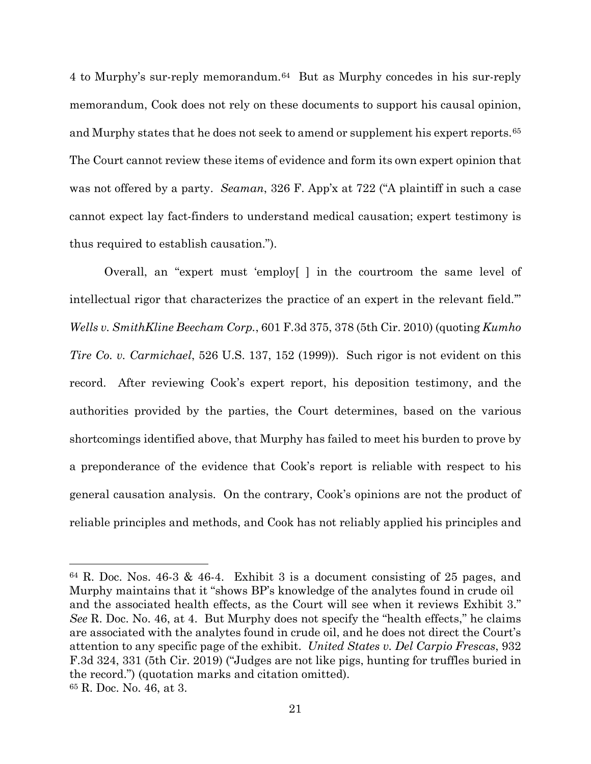4 to Murphy's sur-reply memorandum.[64] But as Murphy concedes in his sur-reply memorandum, Cook does not rely on these documents to support his causal opinion, and Murphy states that he does not seek to amend or supplement his expert reports.[65] The Court cannot review these items of evidence and form its own expert opinion that was not offered by a party. *Seaman*, 326 F. App'x at 722 ("A plaintiff in such a case cannot expect lay fact-finders to understand medical causation; expert testimony is thus required to establish causation.").

Overall, an "expert must 'employ[ ] in the courtroom the same level of intellectual rigor that characterizes the practice of an expert in the relevant field.'" *Wells v. SmithKline Beecham Corp.*, 601 F.3d 375, 378 (5th Cir. 2010) (quoting *Kumho Tire Co. v. Carmichael*, 526 U.S. 137, 152 (1999)). Such rigor is not evident on this record. After reviewing Cook's expert report, his deposition testimony, and the authorities provided by the parties, the Court determines, based on the various shortcomings identified above, that Murphy has failed to meet his burden to prove by a preponderance of the evidence that Cook's report is reliable with respect to his general causation analysis. On the contrary, Cook's opinions are not the product of reliable principles and methods, and Cook has not reliably applied his principles and

---

[64] R. Doc. Nos. 46-3 & 46-4. Exhibit 3 is a document consisting of 25 pages, and Murphy maintains that it "shows BP's knowledge of the analytes found in crude oil and the associated health effects, as the Court will see when it reviews Exhibit 3." *See* R. Doc. No. 46, at 4. But Murphy does not specify the "health effects," he claims are associated with the analytes found in crude oil, and he does not direct the Court's attention to any specific page of the exhibit. *United States v. Del Carpio Frescas*, 932 F.3d 324, 331 (5th Cir. 2019) ("Judges are not like pigs, hunting for truffles buried in the record.") (quotation marks and citation omitted).

[65] R. Doc. No. 46, at 3.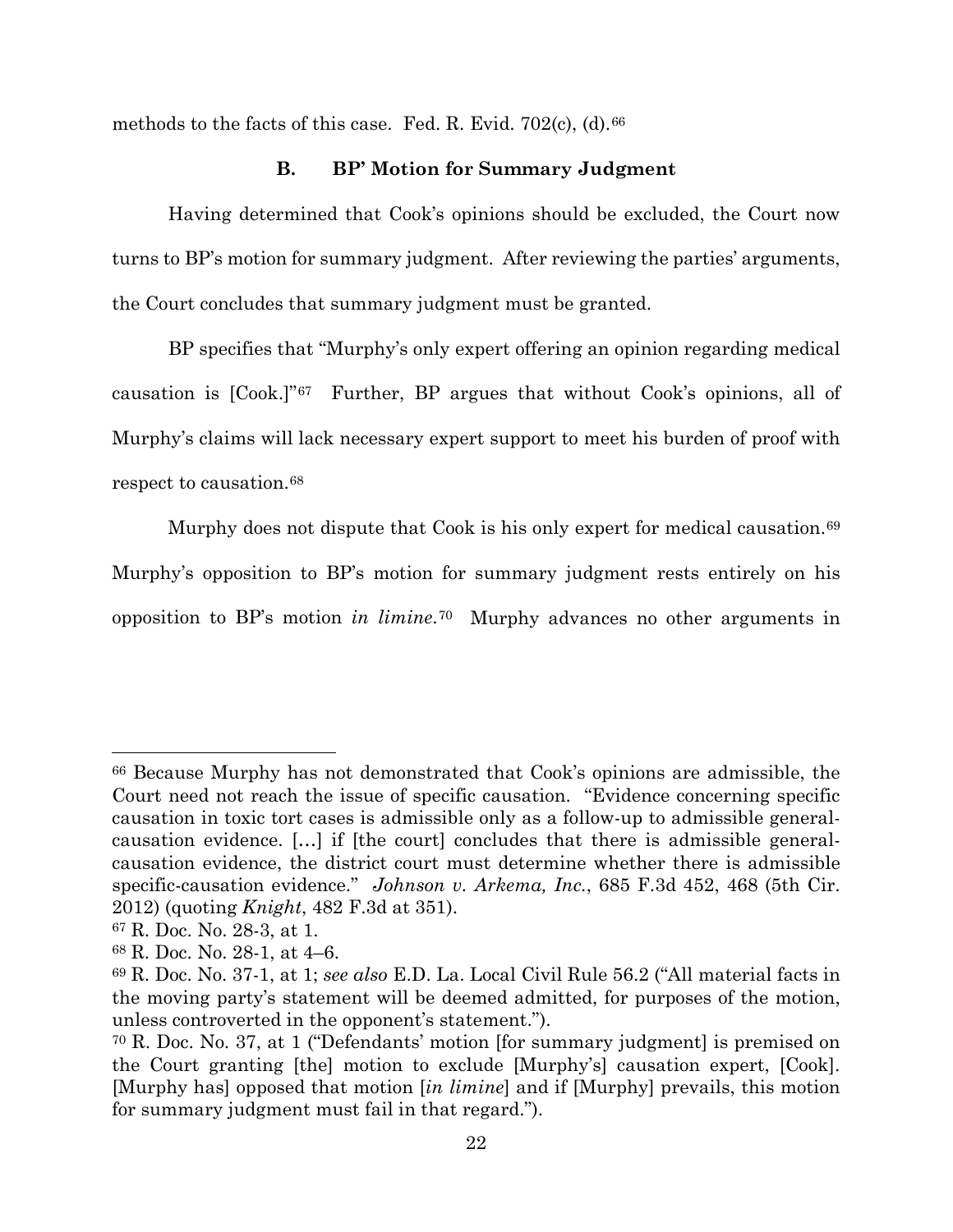methods to the facts of this case. Fed. R. Evid. 702(c), (d).[66]

### B. BP' Motion for Summary Judgment

Having determined that Cook's opinions should be excluded, the Court now turns to BP's motion for summary judgment. After reviewing the parties' arguments, the Court concludes that summary judgment must be granted.

BP specifies that "Murphy's only expert offering an opinion regarding medical causation is [Cook.]"[67] Further, BP argues that without Cook's opinions, all of Murphy's claims will lack necessary expert support to meet his burden of proof with respect to causation.[68]

Murphy does not dispute that Cook is his only expert for medical causation.[69] Murphy's opposition to BP's motion for summary judgment rests entirely on his opposition to BP's motion *in limine*.[70] Murphy advances no other arguments in

---

[66] Because Murphy has not demonstrated that Cook's opinions are admissible, the Court need not reach the issue of specific causation. "Evidence concerning specific causation in toxic tort cases is admissible only as a follow-up to admissible general-causation evidence. […] if [the court] concludes that there is admissible general-causation evidence, the district court must determine whether there is admissible specific-causation evidence." *Johnson v. Arkema, Inc.*, 685 F.3d 452, 468 (5th Cir. 2012) (quoting *Knight*, 482 F.3d at 351).

[67] R. Doc. No. 28-3, at 1.

[68] R. Doc. No. 28-1, at 4–6.

[69] R. Doc. No. 37-1, at 1; *see also* E.D. La. Local Civil Rule 56.2 ("All material facts in the moving party's statement will be deemed admitted, for purposes of the motion, unless controverted in the opponent's statement.").

[70] R. Doc. No. 37, at 1 ("Defendants' motion [for summary judgment] is premised on the Court granting [the] motion to exclude [Murphy's] causation expert, [Cook]. [Murphy has] opposed that motion [*in limine*] and if [Murphy] prevails, this motion for summary judgment must fail in that regard.").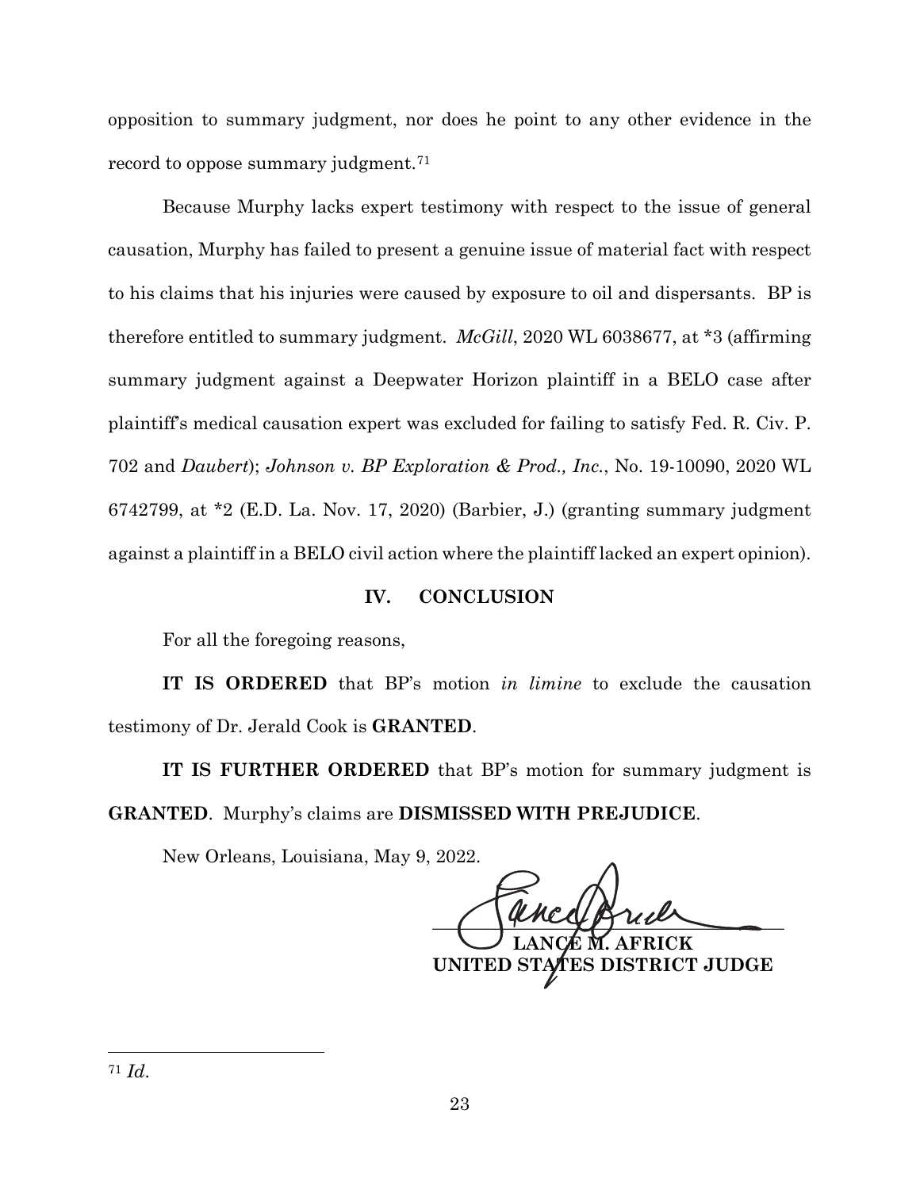opposition to summary judgment, nor does he point to any other evidence in the record to oppose summary judgment.[71]

Because Murphy lacks expert testimony with respect to the issue of general causation, Murphy has failed to present a genuine issue of material fact with respect to his claims that his injuries were caused by exposure to oil and dispersants. BP is therefore entitled to summary judgment. *McGill*, 2020 WL 6038677, at *3 (affirming summary judgment against a Deepwater Horizon plaintiff in a BELO case after plaintiff's medical causation expert was excluded for failing to satisfy Fed. R. Civ. P. 702 and *Daubert*); *Johnson v. BP Exploration & Prod., Inc.*, No. 19-10090, 2020 WL 6742799, at *2 (E.D. La. Nov. 17, 2020) (Barbier, J.) (granting summary judgment against a plaintiff in a BELO civil action where the plaintiff lacked an expert opinion).

## IV. CONCLUSION

For all the foregoing reasons,

**IT IS ORDERED** that BP's motion *in limine* to exclude the causation testimony of Dr. Jerald Cook is **GRANTED**.

**IT IS FURTHER ORDERED** that BP's motion for summary judgment is **GRANTED**. Murphy's claims are **DISMISSED WITH PREJUDICE**.

New Orleans, Louisiana, May 9, 2022.

**LANCE M. AFRICK**
**UNITED STATES DISTRICT JUDGE**

---

[71] *Id.*